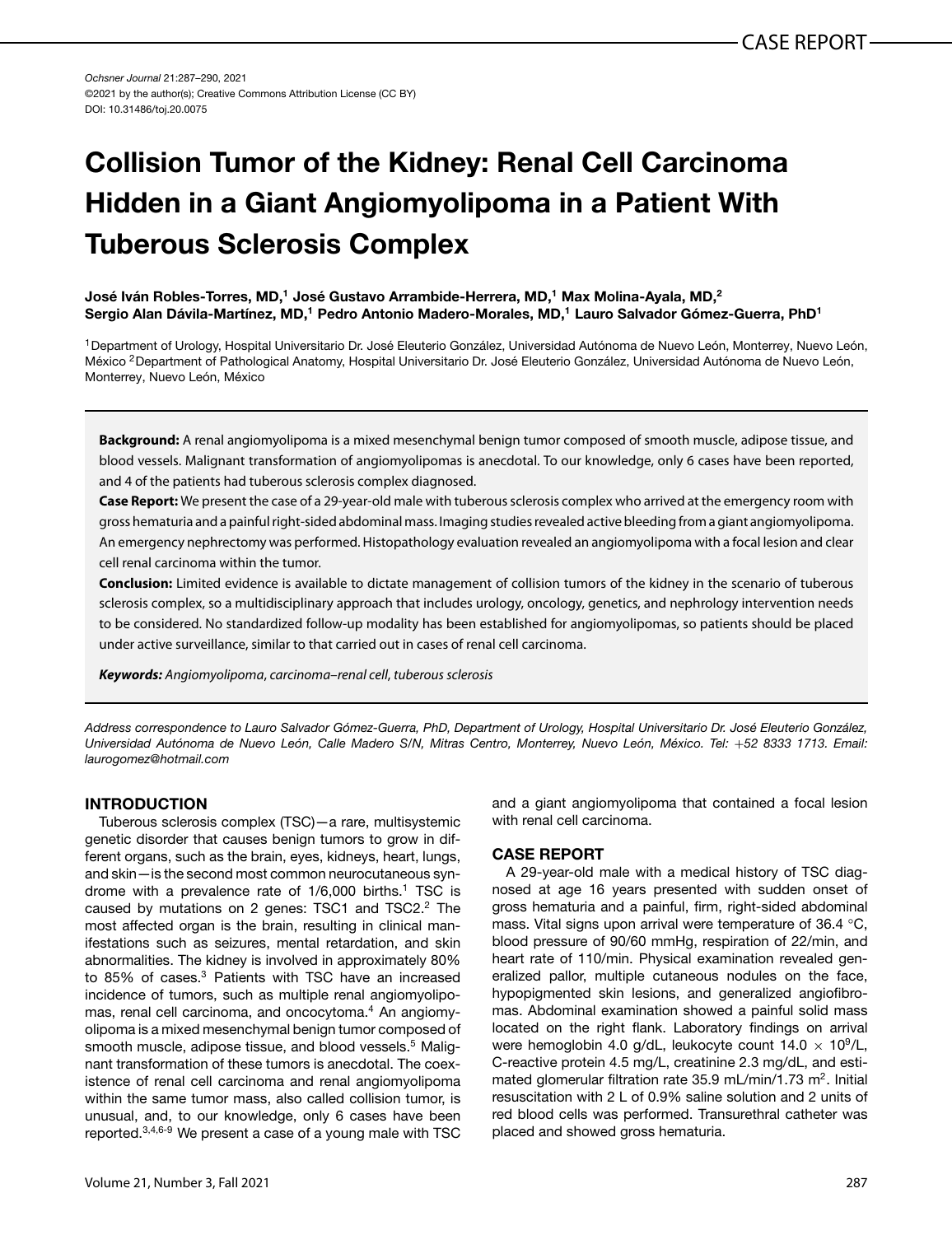Ochsner Journal 21:287–290, 2021
©2021 by the author(s); Creative Commons Attribution License (CC BY)
DOI: 10.31486/toj.20.0075

# Collision Tumor of the Kidney: Renal Cell Carcinoma Hidden in a Giant Angiomyolipoma in a Patient With Tuberous Sclerosis Complex

**José Iván Robles-Torres, MD,[1] José Gustavo Arrambide-Herrera, MD,[1] Max Molina-Ayala, MD,[2] Sergio Alan Dávila-Martínez, MD,[1] Pedro Antonio Madero-Morales, MD,[1] Lauro Salvador Gómez-Guerra, PhD[1]**

[1]Department of Urology, Hospital Universitario Dr. José Eleuterio González, Universidad Autónoma de Nuevo León, Monterrey, Nuevo León, México [2]Department of Pathological Anatomy, Hospital Universitario Dr. José Eleuterio González, Universidad Autónoma de Nuevo León, Monterrey, Nuevo León, México

**Background:** A renal angiomyolipoma is a mixed mesenchymal benign tumor composed of smooth muscle, adipose tissue, and blood vessels. Malignant transformation of angiomyolipomas is anecdotal. To our knowledge, only 6 cases have been reported, and 4 of the patients had tuberous sclerosis complex diagnosed.

**Case Report:** We present the case of a 29-year-old male with tuberous sclerosis complex who arrived at the emergency room with gross hematuria and a painful right-sided abdominal mass. Imaging studies revealed active bleeding from a giant angiomyolipoma. An emergency nephrectomy was performed. Histopathology evaluation revealed an angiomyolipoma with a focal lesion and clear cell renal carcinoma within the tumor.

**Conclusion:** Limited evidence is available to dictate management of collision tumors of the kidney in the scenario of tuberous sclerosis complex, so a multidisciplinary approach that includes urology, oncology, genetics, and nephrology intervention needs to be considered. No standardized follow-up modality has been established for angiomyolipomas, so patients should be placed under active surveillance, similar to that carried out in cases of renal cell carcinoma.

***Keywords:*** *Angiomyolipoma, carcinoma–renal cell, tuberous sclerosis*

*Address correspondence to Lauro Salvador Gómez-Guerra, PhD, Department of Urology, Hospital Universitario Dr. José Eleuterio González, Universidad Autónoma de Nuevo León, Calle Madero S/N, Mitras Centro, Monterrey, Nuevo León, México. Tel: +52 8333 1713. Email: laurogomez@hotmail.com*

## INTRODUCTION

Tuberous sclerosis complex (TSC)—a rare, multisystemic genetic disorder that causes benign tumors to grow in different organs, such as the brain, eyes, kidneys, heart, lungs, and skin—is the second most common neurocutaneous syndrome with a prevalence rate of 1/6,000 births.[1] TSC is caused by mutations on 2 genes: TSC1 and TSC2.[2] The most affected organ is the brain, resulting in clinical manifestations such as seizures, mental retardation, and skin abnormalities. The kidney is involved in approximately 80% to 85% of cases.[3] Patients with TSC have an increased incidence of tumors, such as multiple renal angiomyolipomas, renal cell carcinoma, and oncocytoma.[4] An angiomyolipoma is a mixed mesenchymal benign tumor composed of smooth muscle, adipose tissue, and blood vessels.[5] Malignant transformation of these tumors is anecdotal. The coexistence of renal cell carcinoma and renal angiomyolipoma within the same tumor mass, also called collision tumor, is unusual, and, to our knowledge, only 6 cases have been reported.[3,4,6-9] We present a case of a young male with TSC and a giant angiomyolipoma that contained a focal lesion with renal cell carcinoma.

## CASE REPORT

A 29-year-old male with a medical history of TSC diagnosed at age 16 years presented with sudden onset of gross hematuria and a painful, firm, right-sided abdominal mass. Vital signs upon arrival were temperature of 36.4 °C, blood pressure of 90/60 mmHg, respiration of 22/min, and heart rate of 110/min. Physical examination revealed generalized pallor, multiple cutaneous nodules on the face, hypopigmented skin lesions, and generalized angiofibromas. Abdominal examination showed a painful solid mass located on the right flank. Laboratory findings on arrival were hemoglobin 4.0 g/dL, leukocyte count $14.0 \times 10^9$/L, C-reactive protein 4.5 mg/L, creatinine 2.3 mg/dL, and estimated glomerular filtration rate 35.9 mL/min/1.73 $m^2$. Initial resuscitation with 2 L of 0.9% saline solution and 2 units of red blood cells was performed. Transurethral catheter was placed and showed gross hematuria.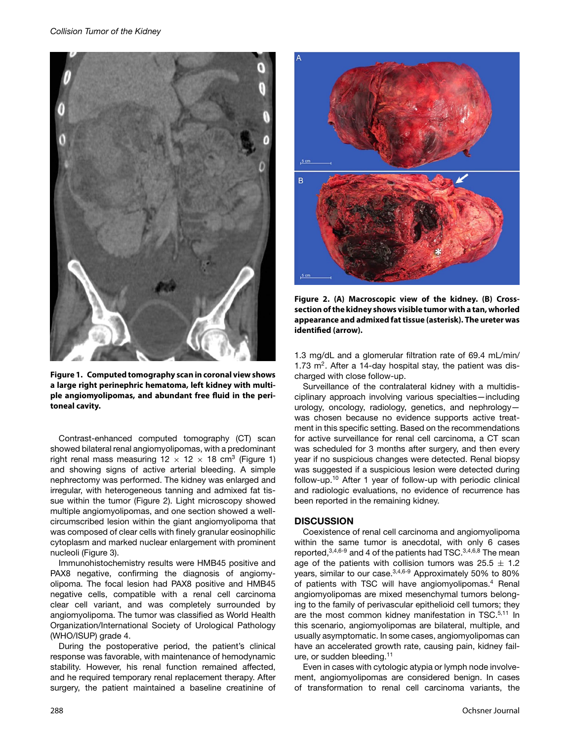Figure 1. Computed tomography scan in coronal view shows a large right perinephric hematoma, left kidney with multiple angiomyolipomas, and abundant free fluid in the peritoneal cavity.

Contrast-enhanced computed tomography (CT) scan showed bilateral renal angiomyolipomas, with a predominant right renal mass measuring 12 × 12 × 18 $cm^3$ (Figure 1) and showing signs of active arterial bleeding. A simple nephrectomy was performed. The kidney was enlarged and irregular, with heterogeneous tanning and admixed fat tissue within the tumor (Figure 2). Light microscopy showed multiple angiomyolipomas, and one section showed a well-circumscribed lesion within the giant angiomyolipoma that was composed of clear cells with finely granular eosinophilic cytoplasm and marked nuclear enlargement with prominent nucleoli (Figure 3).

Immunohistochemistry results were HMB45 positive and PAX8 negative, confirming the diagnosis of angiomyolipoma. The focal lesion had PAX8 positive and HMB45 negative cells, compatible with a renal cell carcinoma clear cell variant, and was completely surrounded by angiomyolipoma. The tumor was classified as World Health Organization/International Society of Urological Pathology (WHO/ISUP) grade 4.

During the postoperative period, the patient's clinical response was favorable, with maintenance of hemodynamic stability. However, his renal function remained affected, and he required temporary renal replacement therapy. After surgery, the patient maintained a baseline creatinine of 1.3 mg/dL and a glomerular filtration rate of 69.4 mL/min/1.73 $m^2$. After a 14-day hospital stay, the patient was discharged with close follow-up.

Figure 2. (A) Macroscopic view of the kidney. (B) Cross-section of the kidney shows visible tumor with a tan, whorled appearance and admixed fat tissue (asterisk). The ureter was identified (arrow).

Surveillance of the contralateral kidney with a multidisciplinary approach involving various specialties—including urology, oncology, radiology, genetics, and nephrology—was chosen because no evidence supports active treatment in this specific setting. Based on the recommendations for active surveillance for renal cell carcinoma, a CT scan was scheduled for 3 months after surgery, and then every year if no suspicious changes were detected. Renal biopsy was suggested if a suspicious lesion were detected during follow-up.[10] After 1 year of follow-up with periodic clinical and radiologic evaluations, no evidence of recurrence has been reported in the remaining kidney.

## DISCUSSION

Coexistence of renal cell carcinoma and angiomyolipoma within the same tumor is anecdotal, with only 6 cases reported,[3,4,6-9] and 4 of the patients had TSC.[3,4,6,8] The mean age of the patients with collision tumors was 25.5 ± 1.2 years, similar to our case.[3,4,6-9] Approximately 50% to 80% of patients with TSC will have angiomyolipomas.[4] Renal angiomyolipomas are mixed mesenchymal tumors belonging to the family of perivascular epithelioid cell tumors; they are the most common kidney manifestation in TSC.[5,11] In this scenario, angiomyolipomas are bilateral, multiple, and usually asymptomatic. In some cases, angiomyolipomas can have an accelerated growth rate, causing pain, kidney failure, or sudden bleeding.[11]

Even in cases with cytologic atypia or lymph node involvement, angiomyolipomas are considered benign. In cases of transformation to renal cell carcinoma variants, the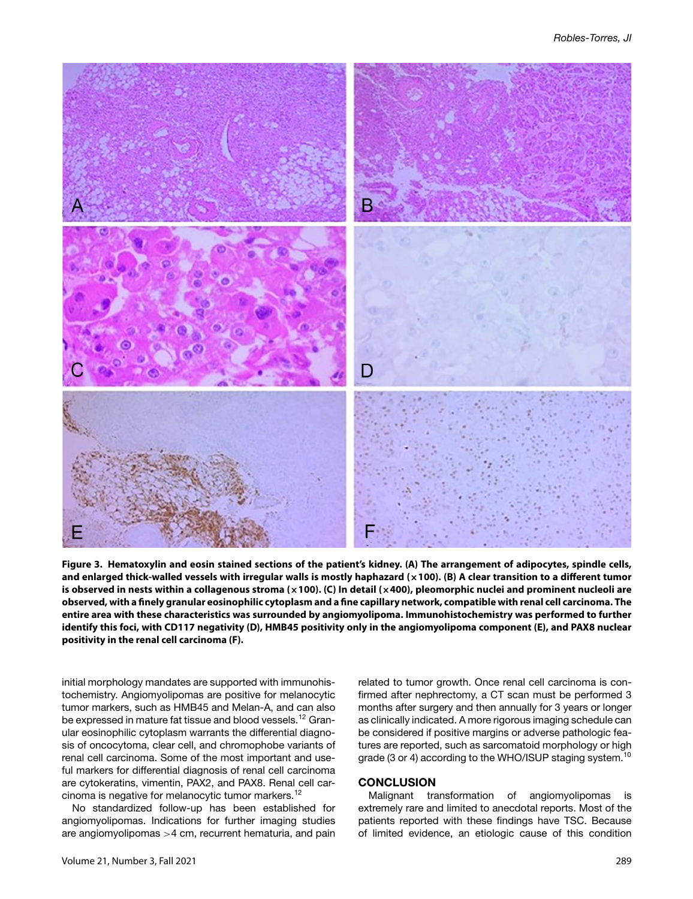**Figure 3. Hematoxylin and eosin stained sections of the patient's kidney. (A) The arrangement of adipocytes, spindle cells, and enlarged thick-walled vessels with irregular walls is mostly haphazard (×100). (B) A clear transition to a different tumor is observed in nests within a collagenous stroma (×100). (C) In detail (×400), pleomorphic nuclei and prominent nucleoli are observed, with a finely granular eosinophilic cytoplasm and a fine capillary network, compatible with renal cell carcinoma. The entire area with these characteristics was surrounded by angiomyolipoma. Immunohistochemistry was performed to further identify this foci, with CD117 negativity (D), HMB45 positivity only in the angiomyolipoma component (E), and PAX8 nuclear positivity in the renal cell carcinoma (F).**

initial morphology mandates are supported with immunohistochemistry. Angiomyolipomas are positive for melanocytic tumor markers, such as HMB45 and Melan-A, and can also be expressed in mature fat tissue and blood vessels.[12] Granular eosinophilic cytoplasm warrants the differential diagnosis of oncocytoma, clear cell, and chromophobe variants of renal cell carcinoma. Some of the most important and useful markers for differential diagnosis of renal cell carcinoma are cytokeratins, vimentin, PAX2, and PAX8. Renal cell carcinoma is negative for melanocytic tumor markers.[12]

No standardized follow-up has been established for angiomyolipomas. Indications for further imaging studies are angiomyolipomas >4 cm, recurrent hematuria, and pain related to tumor growth. Once renal cell carcinoma is confirmed after nephrectomy, a CT scan must be performed 3 months after surgery and then annually for 3 years or longer as clinically indicated. A more rigorous imaging schedule can be considered if positive margins or adverse pathologic features are reported, such as sarcomatoid morphology or high grade (3 or 4) according to the WHO/ISUP staging system.[10]

## CONCLUSION

Malignant transformation of angiomyolipomas is extremely rare and limited to anecdotal reports. Most of the patients reported with these findings have TSC. Because of limited evidence, an etiologic cause of this condition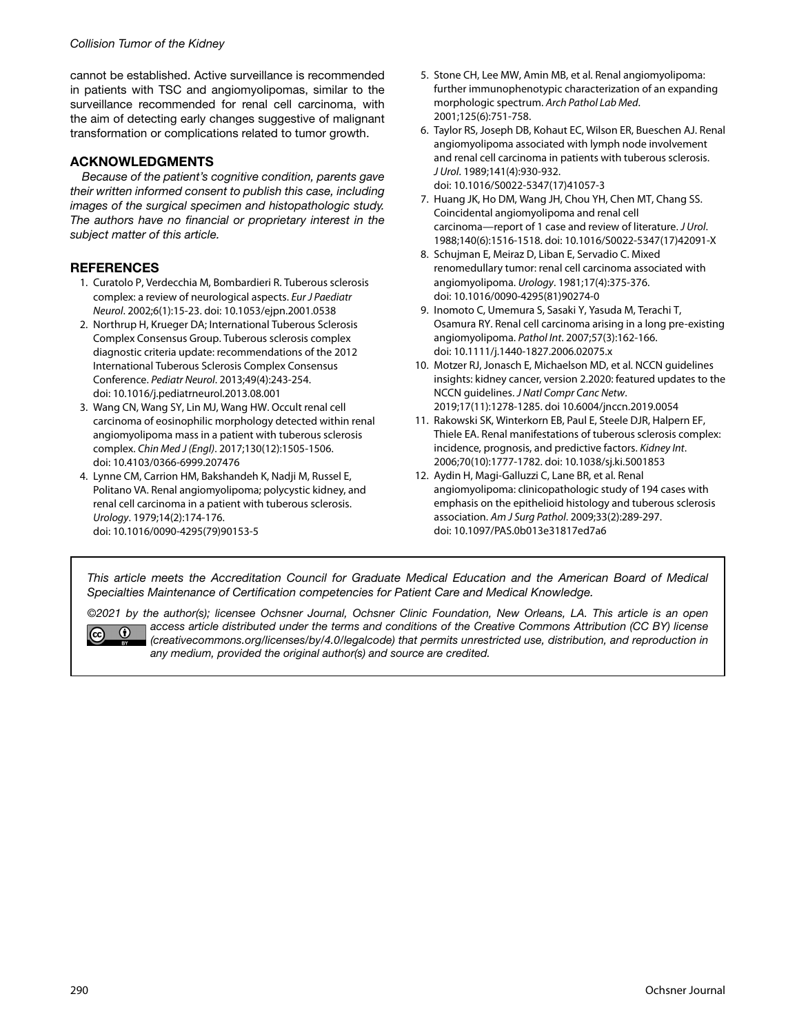cannot be established. Active surveillance is recommended in patients with TSC and angiomyolipomas, similar to the surveillance recommended for renal cell carcinoma, with the aim of detecting early changes suggestive of malignant transformation or complications related to tumor growth.

## ACKNOWLEDGMENTS

*Because of the patient's cognitive condition, parents gave their written informed consent to publish this case, including images of the surgical specimen and histopathologic study. The authors have no financial or proprietary interest in the subject matter of this article.*

## REFERENCES

1. Curatolo P, Verdecchia M, Bombardieri R. Tuberous sclerosis complex: a review of neurological aspects. *Eur J Paediatr Neurol*. 2002;6(1):15-23. doi: 10.1053/ejpn.2001.0538
2. Northrup H, Krueger DA; International Tuberous Sclerosis Complex Consensus Group. Tuberous sclerosis complex diagnostic criteria update: recommendations of the 2012 International Tuberous Sclerosis Complex Consensus Conference. *Pediatr Neurol*. 2013;49(4):243-254. doi: 10.1016/j.pediatrneurol.2013.08.001
3. Wang CN, Wang SY, Lin MJ, Wang HW. Occult renal cell carcinoma of eosinophilic morphology detected within renal angiomyolipoma mass in a patient with tuberous sclerosis complex. *Chin Med J (Engl)*. 2017;130(12):1505-1506. doi: 10.4103/0366-6999.207476
4. Lynne CM, Carrion HM, Bakshandeh K, Nadji M, Russel E, Politano VA. Renal angiomyolipoma; polycystic kidney, and renal cell carcinoma in a patient with tuberous sclerosis. *Urology*. 1979;14(2):174-176. doi: 10.1016/0090-4295(79)90153-5
5. Stone CH, Lee MW, Amin MB, et al. Renal angiomyolipoma: further immunophenotypic characterization of an expanding morphologic spectrum. *Arch Pathol Lab Med*. 2001;125(6):751-758.
6. Taylor RS, Joseph DB, Kohaut EC, Wilson ER, Bueschen AJ. Renal angiomyolipoma associated with lymph node involvement and renal cell carcinoma in patients with tuberous sclerosis. *J Urol*. 1989;141(4):930-932. doi: 10.1016/S0022-5347(17)41057-3
7. Huang JK, Ho DM, Wang JH, Chou YH, Chen MT, Chang SS. Coincidental angiomyolipoma and renal cell carcinoma—report of 1 case and review of literature. *J Urol*. 1988;140(6):1516-1518. doi: 10.1016/S0022-5347(17)42091-X
8. Schujman E, Meiraz D, Liban E, Servadio C. Mixed renomedullary tumor: renal cell carcinoma associated with angiomyolipoma. *Urology*. 1981;17(4):375-376. doi: 10.1016/0090-4295(81)90274-0
9. Inomoto C, Umemura S, Sasaki Y, Yasuda M, Terachi T, Osamura RY. Renal cell carcinoma arising in a long pre-existing angiomyolipoma. *Pathol Int*. 2007;57(3):162-166. doi: 10.1111/j.1440-1827.2006.02075.x
10. Motzer RJ, Jonasch E, Michaelson MD, et al. NCCN guidelines insights: kidney cancer, version 2.2020: featured updates to the NCCN guidelines. *J Natl Compr Canc Netw*. 2019;17(11):1278-1285. doi 10.6004/jnccn.2019.0054
11. Rakowski SK, Winterkorn EB, Paul E, Steele DJR, Halpern EF, Thiele EA. Renal manifestations of tuberous sclerosis complex: incidence, prognosis, and predictive factors. *Kidney Int*. 2006;70(10):1777-1782. doi: 10.1038/sj.ki.5001853
12. Aydin H, Magi-Galluzzi C, Lane BR, et al. Renal angiomyolipoma: clinicopathologic study of 194 cases with emphasis on the epithelioid histology and tuberous sclerosis association. *Am J Surg Pathol*. 2009;33(2):289-297. doi: 10.1097/PAS.0b013e31817ed7a6

*This article meets the Accreditation Council for Graduate Medical Education and the American Board of Medical Specialties Maintenance of Certification competencies for Patient Care and Medical Knowledge.*

*©2021 by the author(s); licensee Ochsner Journal, Ochsner Clinic Foundation, New Orleans, LA. This article is an open access article distributed under the terms and conditions of the Creative Commons Attribution (CC BY) license (creativecommons.org/licenses/by/4.0/legalcode) that permits unrestricted use, distribution, and reproduction in any medium, provided the original author(s) and source are credited.*